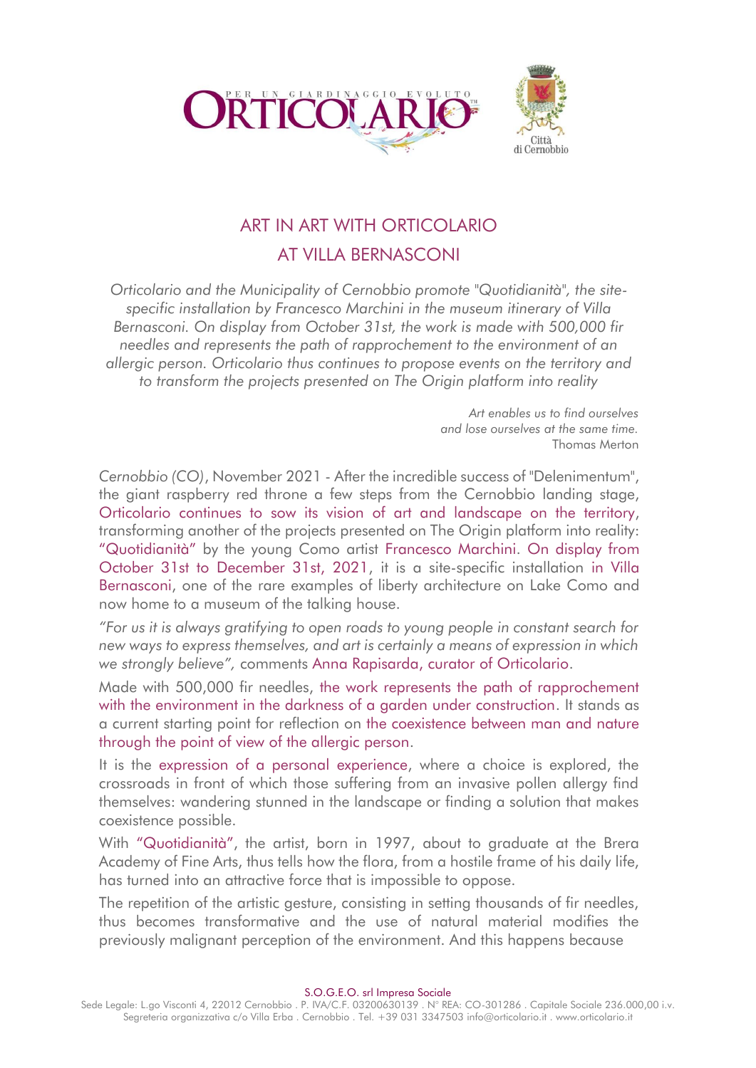# ART IN ART WITH ORTICOLARIO AT VILLA BERNASCONI

*Orticolario and the Municipality of Cernobbio promote "Quotidianità", the site-specific installation by Francesco Marchini in the museum itinerary of Villa Bernasconi. On display from October 31st, the work is made with 500,000 fir needles and represents the path of rapprochement to the environment of an allergic person. Orticolario thus continues to propose events on the territory and to transform the projects presented on The Origin platform into reality*

*Art enables us to find ourselves*
*and lose ourselves at the same time.*
Thomas Merton

*Cernobbio (CO)*, November 2021 - After the incredible success of "Delenimentum", the giant raspberry red throne a few steps from the Cernobbio landing stage, Orticolario continues to sow its vision of art and landscape on the territory, transforming another of the projects presented on The Origin platform into reality: "Quotidianità" by the young Como artist Francesco Marchini. On display from October 31st to December 31st, 2021, it is a site-specific installation in Villa Bernasconi, one of the rare examples of liberty architecture on Lake Como and now home to a museum of the talking house.

*"For us it is always gratifying to open roads to young people in constant search for new ways to express themselves, and art is certainly a means of expression in which we strongly believe",* comments Anna Rapisarda, curator of Orticolario.

Made with 500,000 fir needles, the work represents the path of rapprochement with the environment in the darkness of a garden under construction. It stands as a current starting point for reflection on the coexistence between man and nature through the point of view of the allergic person.

It is the expression of a personal experience, where a choice is explored, the crossroads in front of which those suffering from an invasive pollen allergy find themselves: wandering stunned in the landscape or finding a solution that makes coexistence possible.

With "Quotidianità", the artist, born in 1997, about to graduate at the Brera Academy of Fine Arts, thus tells how the flora, from a hostile frame of his daily life, has turned into an attractive force that is impossible to oppose.

The repetition of the artistic gesture, consisting in setting thousands of fir needles, thus becomes transformative and the use of natural material modifies the previously malignant perception of the environment. And this happens because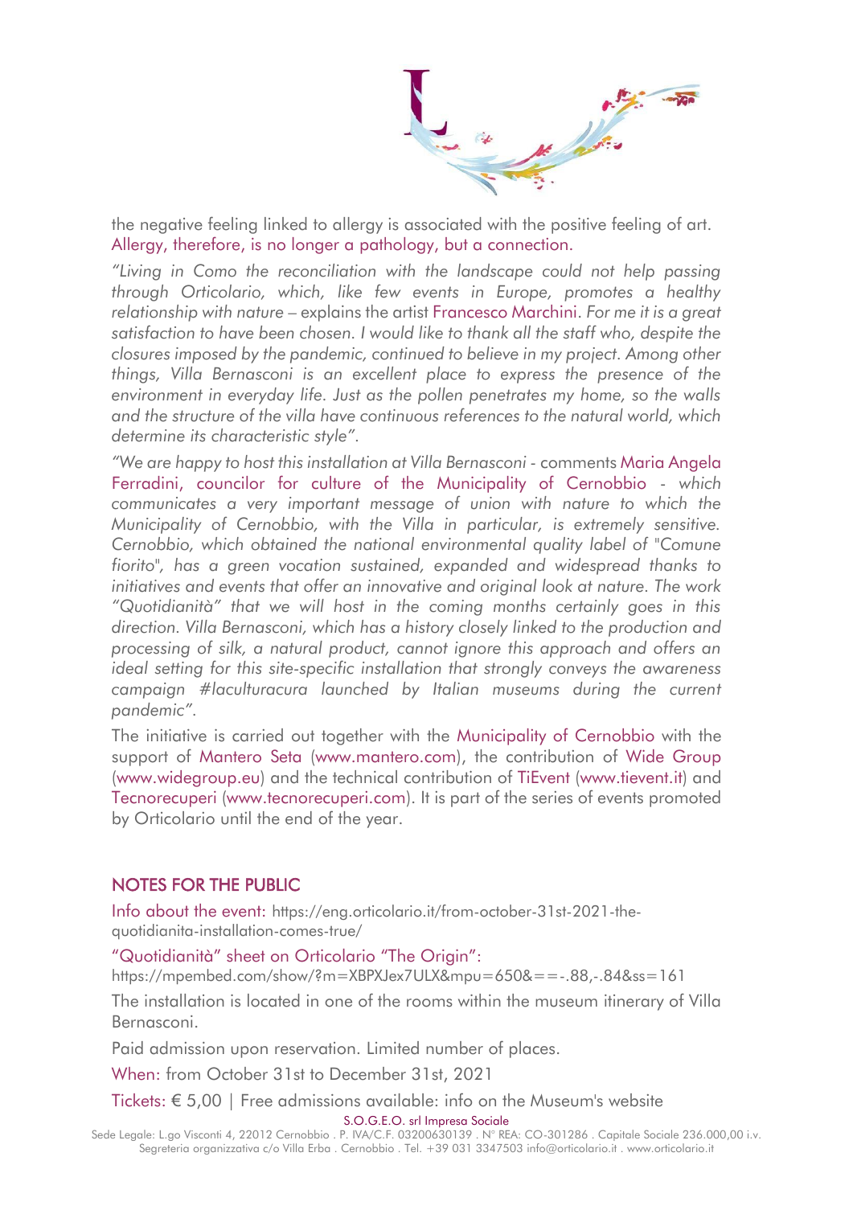the negative feeling linked to allergy is associated with the positive feeling of art. Allergy, therefore, is no longer a pathology, but a connection.

*"Living in Como the reconciliation with the landscape could not help passing through Orticolario, which, like few events in Europe, promotes a healthy relationship with nature* – explains the artist Francesco Marchini. *For me it is a great satisfaction to have been chosen. I would like to thank all the staff who, despite the closures imposed by the pandemic, continued to believe in my project. Among other things, Villa Bernasconi is an excellent place to express the presence of the environment in everyday life. Just as the pollen penetrates my home, so the walls and the structure of the villa have continuous references to the natural world, which determine its characteristic style".*

*"We are happy to host this installation at Villa Bernasconi* - comments Maria Angela Ferradini, councilor for culture of the Municipality of Cernobbio - *which communicates a very important message of union with nature to which the Municipality of Cernobbio, with the Villa in particular, is extremely sensitive. Cernobbio, which obtained the national environmental quality label of "Comune fiorito", has a green vocation sustained, expanded and widespread thanks to initiatives and events that offer an innovative and original look at nature. The work "Quotidianità" that we will host in the coming months certainly goes in this direction. Villa Bernasconi, which has a history closely linked to the production and processing of silk, a natural product, cannot ignore this approach and offers an ideal setting for this site-specific installation that strongly conveys the awareness campaign #laculturacura launched by Italian museums during the current pandemic".*

The initiative is carried out together with the Municipality of Cernobbio with the support of Mantero Seta (www.mantero.com), the contribution of Wide Group (www.widegroup.eu) and the technical contribution of TiEvent (www.tievent.it) and Tecnorecuperi (www.tecnorecuperi.com). It is part of the series of events promoted by Orticolario until the end of the year.

## NOTES FOR THE PUBLIC

Info about the event: https://eng.orticolario.it/from-october-31st-2021-the-quotidianita-installation-comes-true/

"Quotidianità" sheet on Orticolario "The Origin": https://mpembed.com/show/?m=XBPXJex7ULX&mpu=650&==-.88,-.84&ss=161

The installation is located in one of the rooms within the museum itinerary of Villa Bernasconi.

Paid admission upon reservation. Limited number of places.

When: from October 31st to December 31st, 2021

Tickets: € 5,00 | Free admissions available: info on the Museum's website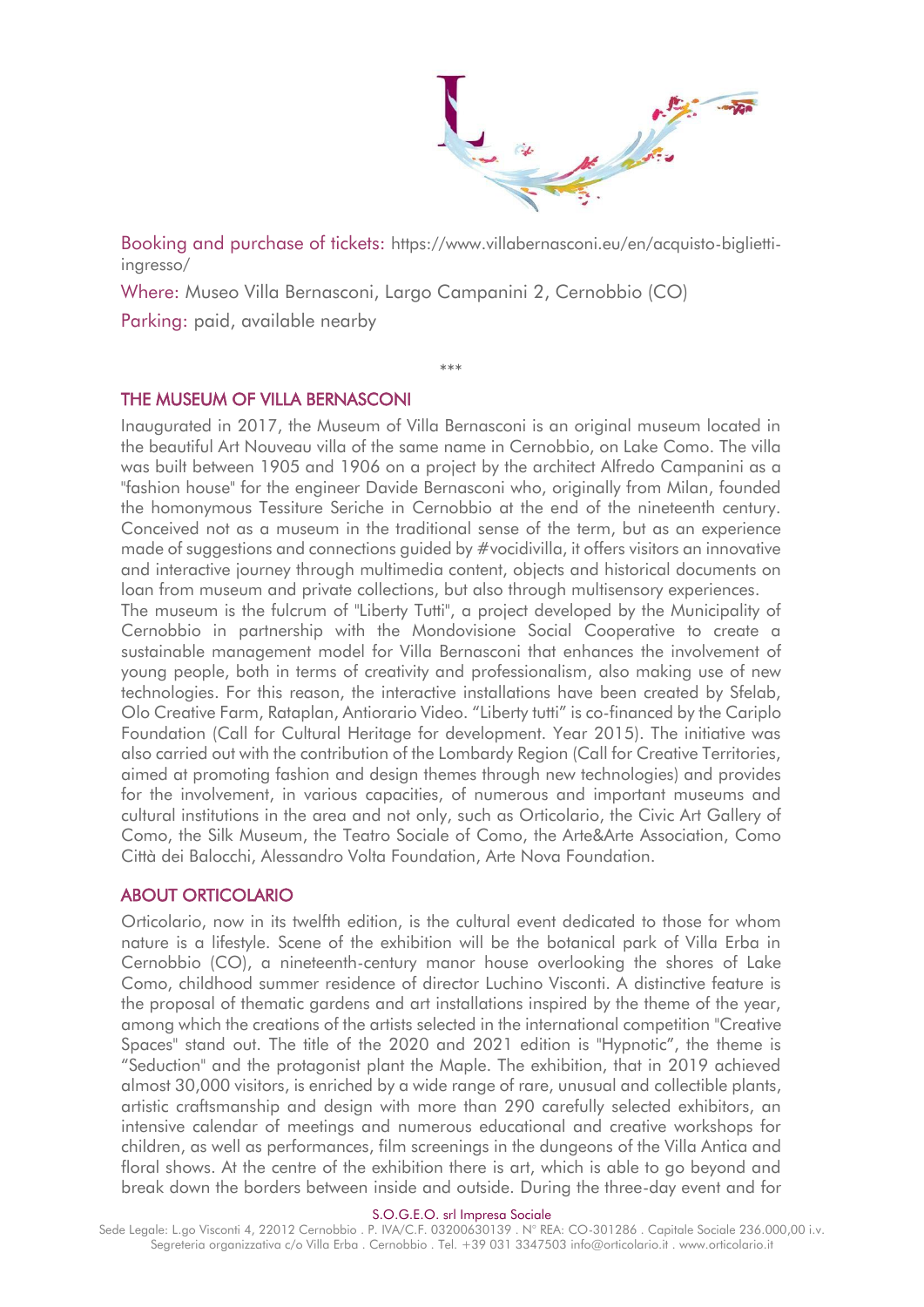Booking and purchase of tickets: https://www.villabernasconi.eu/en/acquisto-biglietti-ingresso/

Where: Museo Villa Bernasconi, Largo Campanini 2, Cernobbio (CO)

Parking: paid, available nearby

***

## THE MUSEUM OF VILLA BERNASCONI

Inaugurated in 2017, the Museum of Villa Bernasconi is an original museum located in the beautiful Art Nouveau villa of the same name in Cernobbio, on Lake Como. The villa was built between 1905 and 1906 on a project by the architect Alfredo Campanini as a "fashion house" for the engineer Davide Bernasconi who, originally from Milan, founded the homonymous Tessiture Seriche in Cernobbio at the end of the nineteenth century. Conceived not as a museum in the traditional sense of the term, but as an experience made of suggestions and connections guided by #vocidivilla, it offers visitors an innovative and interactive journey through multimedia content, objects and historical documents on loan from museum and private collections, but also through multisensory experiences.
The museum is the fulcrum of "Liberty Tutti", a project developed by the Municipality of Cernobbio in partnership with the Mondovisione Social Cooperative to create a sustainable management model for Villa Bernasconi that enhances the involvement of young people, both in terms of creativity and professionalism, also making use of new technologies. For this reason, the interactive installations have been created by Sfelab, Olo Creative Farm, Rataplan, Antiorario Video. "Liberty tutti" is co-financed by the Cariplo Foundation (Call for Cultural Heritage for development. Year 2015). The initiative was also carried out with the contribution of the Lombardy Region (Call for Creative Territories, aimed at promoting fashion and design themes through new technologies) and provides for the involvement, in various capacities, of numerous and important museums and cultural institutions in the area and not only, such as Orticolario, the Civic Art Gallery of Como, the Silk Museum, the Teatro Sociale of Como, the Arte&Arte Association, Como Città dei Balocchi, Alessandro Volta Foundation, Arte Nova Foundation.

## ABOUT ORTICOLARIO

Orticolario, now in its twelfth edition, is the cultural event dedicated to those for whom nature is a lifestyle. Scene of the exhibition will be the botanical park of Villa Erba in Cernobbio (CO), a nineteenth-century manor house overlooking the shores of Lake Como, childhood summer residence of director Luchino Visconti. A distinctive feature is the proposal of thematic gardens and art installations inspired by the theme of the year, among which the creations of the artists selected in the international competition "Creative Spaces" stand out. The title of the 2020 and 2021 edition is "Hypnotic", the theme is "Seduction" and the protagonist plant the Maple. The exhibition, that in 2019 achieved almost 30,000 visitors, is enriched by a wide range of rare, unusual and collectible plants, artistic craftsmanship and design with more than 290 carefully selected exhibitors, an intensive calendar of meetings and numerous educational and creative workshops for children, as well as performances, film screenings in the dungeons of the Villa Antica and floral shows. At the centre of the exhibition there is art, which is able to go beyond and break down the borders between inside and outside. During the three-day event and for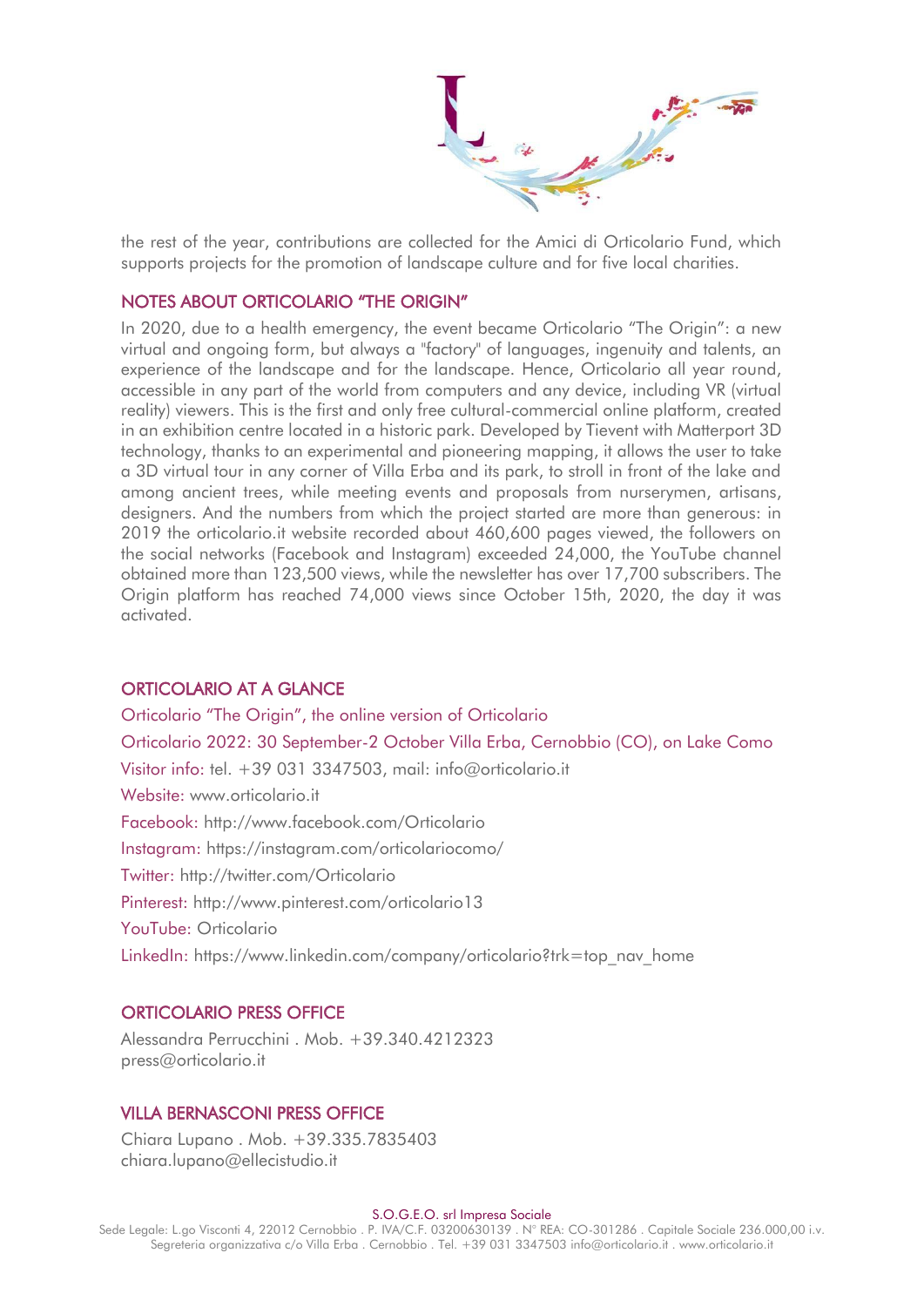the rest of the year, contributions are collected for the Amici di Orticolario Fund, which supports projects for the promotion of landscape culture and for five local charities.

## NOTES ABOUT ORTICOLARIO "THE ORIGIN"

In 2020, due to a health emergency, the event became Orticolario "The Origin": a new virtual and ongoing form, but always a "factory" of languages, ingenuity and talents, an experience of the landscape and for the landscape. Hence, Orticolario all year round, accessible in any part of the world from computers and any device, including VR (virtual reality) viewers. This is the first and only free cultural-commercial online platform, created in an exhibition centre located in a historic park. Developed by Tievent with Matterport 3D technology, thanks to an experimental and pioneering mapping, it allows the user to take a 3D virtual tour in any corner of Villa Erba and its park, to stroll in front of the lake and among ancient trees, while meeting events and proposals from nurserymen, artisans, designers. And the numbers from which the project started are more than generous: in 2019 the orticolario.it website recorded about 460,600 pages viewed, the followers on the social networks (Facebook and Instagram) exceeded 24,000, the YouTube channel obtained more than 123,500 views, while the newsletter has over 17,700 subscribers. The Origin platform has reached 74,000 views since October 15th, 2020, the day it was activated.

## ORTICOLARIO AT A GLANCE

Orticolario "The Origin", the online version of Orticolario

Orticolario 2022: 30 September-2 October Villa Erba, Cernobbio (CO), on Lake Como

Visitor info: tel. +39 031 3347503, mail: info@orticolario.it

Website: www.orticolario.it

Facebook: http://www.facebook.com/Orticolario

Instagram: https://instagram.com/orticolariocomo/

Twitter: http://twitter.com/Orticolario

Pinterest: http://www.pinterest.com/orticolario13

YouTube: Orticolario

LinkedIn: https://www.linkedin.com/company/orticolario?trk=top_nav_home

## ORTICOLARIO PRESS OFFICE

Alessandra Perrucchini . Mob. +39.340.4212323
press@orticolario.it

## VILLA BERNASCONI PRESS OFFICE

Chiara Lupano . Mob. +39.335.7835403
chiara.lupano@ellecistudio.it